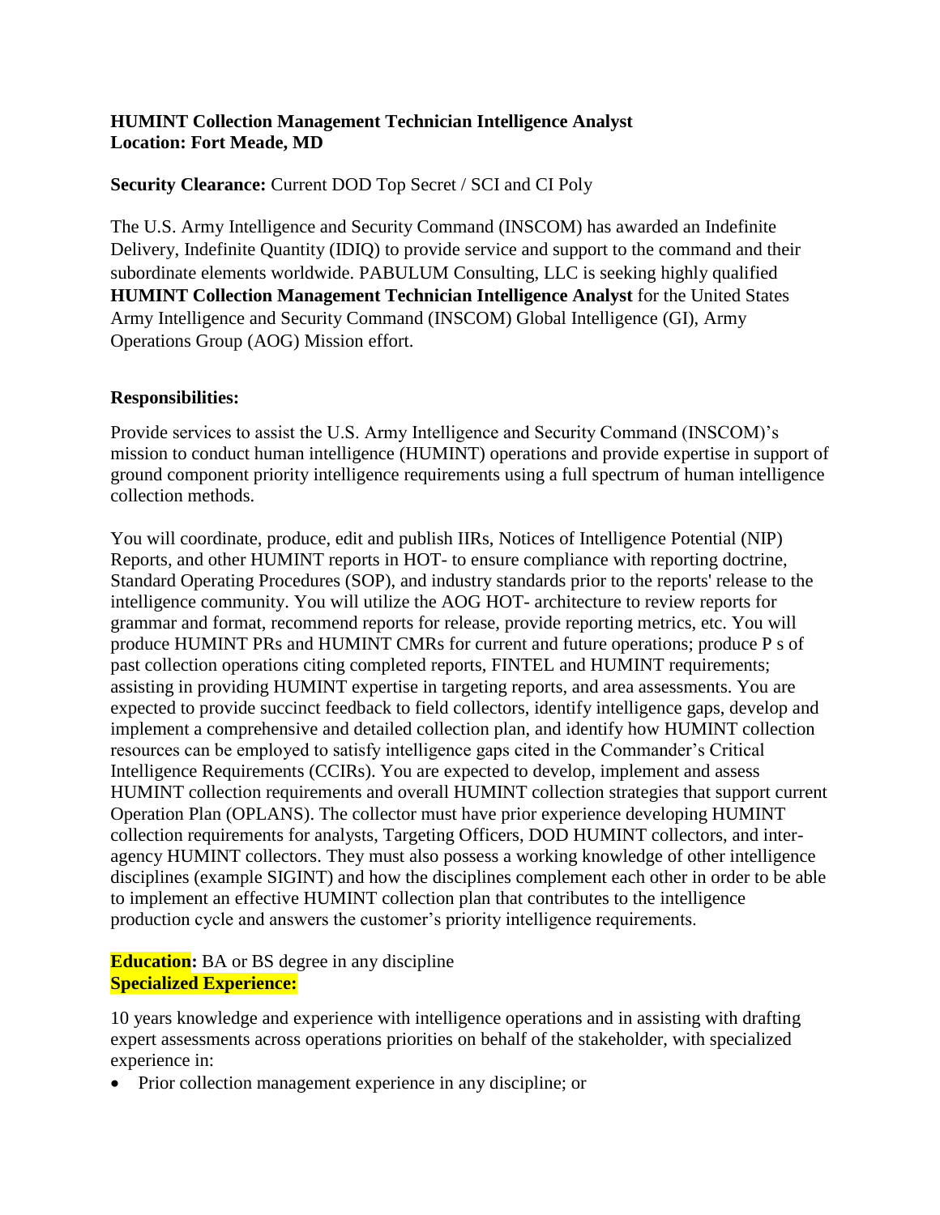**HUMINT Collection Management Technician Intelligence Analyst**
**Location: Fort Meade, MD**

**Security Clearance:** Current DOD Top Secret / SCI and CI Poly

The U.S. Army Intelligence and Security Command (INSCOM) has awarded an Indefinite Delivery, Indefinite Quantity (IDIQ) to provide service and support to the command and their subordinate elements worldwide. PABULUM Consulting, LLC is seeking highly qualified **HUMINT Collection Management Technician Intelligence Analyst** for the United States Army Intelligence and Security Command (INSCOM) Global Intelligence (GI), Army Operations Group (AOG) Mission effort.

**Responsibilities:**

Provide services to assist the U.S. Army Intelligence and Security Command (INSCOM)'s mission to conduct human intelligence (HUMINT) operations and provide expertise in support of ground component priority intelligence requirements using a full spectrum of human intelligence collection methods.

You will coordinate, produce, edit and publish IIRs, Notices of Intelligence Potential (NIP) Reports, and other HUMINT reports in HOT- to ensure compliance with reporting doctrine, Standard Operating Procedures (SOP), and industry standards prior to the reports' release to the intelligence community. You will utilize the AOG HOT- architecture to review reports for grammar and format, recommend reports for release, provide reporting metrics, etc. You will produce HUMINT PRs and HUMINT CMRs for current and future operations; produce P s of past collection operations citing completed reports, FINTEL and HUMINT requirements; assisting in providing HUMINT expertise in targeting reports, and area assessments. You are expected to provide succinct feedback to field collectors, identify intelligence gaps, develop and implement a comprehensive and detailed collection plan, and identify how HUMINT collection resources can be employed to satisfy intelligence gaps cited in the Commander's Critical Intelligence Requirements (CCIRs). You are expected to develop, implement and assess HUMINT collection requirements and overall HUMINT collection strategies that support current Operation Plan (OPLANS). The collector must have prior experience developing HUMINT collection requirements for analysts, Targeting Officers, DOD HUMINT collectors, and inter-agency HUMINT collectors. They must also possess a working knowledge of other intelligence disciplines (example SIGINT) and how the disciplines complement each other in order to be able to implement an effective HUMINT collection plan that contributes to the intelligence production cycle and answers the customer's priority intelligence requirements.

**Education:** BA or BS degree in any discipline
**Specialized Experience:**

10 years knowledge and experience with intelligence operations and in assisting with drafting expert assessments across operations priorities on behalf of the stakeholder, with specialized experience in:

- Prior collection management experience in any discipline; or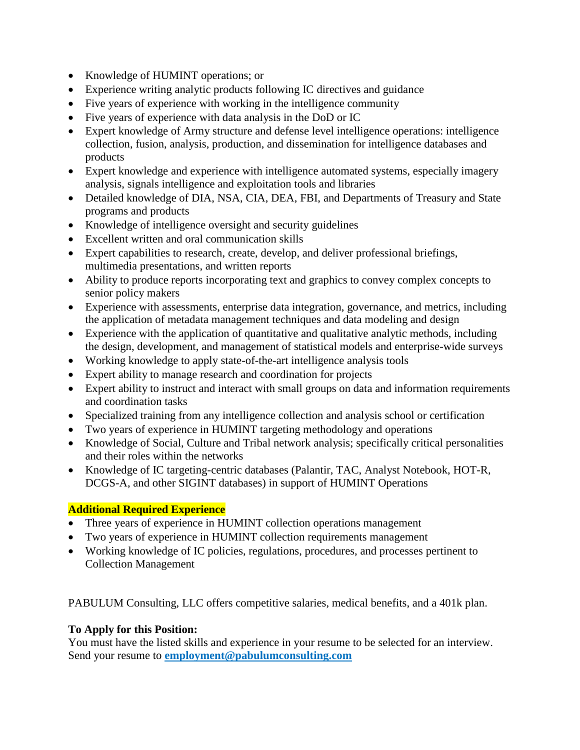- Knowledge of HUMINT operations; or
- Experience writing analytic products following IC directives and guidance
- Five years of experience with working in the intelligence community
- Five years of experience with data analysis in the DoD or IC
- Expert knowledge of Army structure and defense level intelligence operations: intelligence collection, fusion, analysis, production, and dissemination for intelligence databases and products
- Expert knowledge and experience with intelligence automated systems, especially imagery analysis, signals intelligence and exploitation tools and libraries
- Detailed knowledge of DIA, NSA, CIA, DEA, FBI, and Departments of Treasury and State programs and products
- Knowledge of intelligence oversight and security guidelines
- Excellent written and oral communication skills
- Expert capabilities to research, create, develop, and deliver professional briefings, multimedia presentations, and written reports
- Ability to produce reports incorporating text and graphics to convey complex concepts to senior policy makers
- Experience with assessments, enterprise data integration, governance, and metrics, including the application of metadata management techniques and data modeling and design
- Experience with the application of quantitative and qualitative analytic methods, including the design, development, and management of statistical models and enterprise-wide surveys
- Working knowledge to apply state-of-the-art intelligence analysis tools
- Expert ability to manage research and coordination for projects
- Expert ability to instruct and interact with small groups on data and information requirements and coordination tasks
- Specialized training from any intelligence collection and analysis school or certification
- Two years of experience in HUMINT targeting methodology and operations
- Knowledge of Social, Culture and Tribal network analysis; specifically critical personalities and their roles within the networks
- Knowledge of IC targeting-centric databases (Palantir, TAC, Analyst Notebook, HOT-R, DCGS-A, and other SIGINT databases) in support of HUMINT Operations

**Additional Required Experience**

- Three years of experience in HUMINT collection operations management
- Two years of experience in HUMINT collection requirements management
- Working knowledge of IC policies, regulations, procedures, and processes pertinent to Collection Management

PABULUM Consulting, LLC offers competitive salaries, medical benefits, and a 401k plan.

**To Apply for this Position:**

You must have the listed skills and experience in your resume to be selected for an interview. Send your resume to **employment@pabulumconsulting.com**